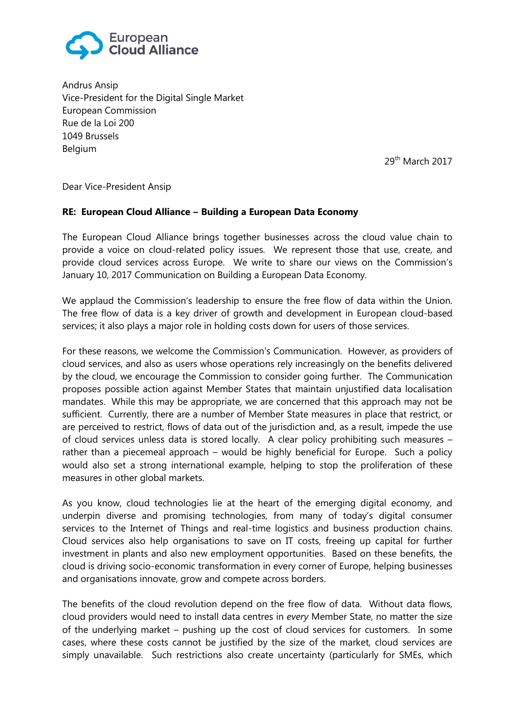European
Cloud Alliance

Andrus Ansip
Vice-President for the Digital Single Market
European Commission
Rue de la Loi 200
1049 Brussels
Belgium

29th March 2017

Dear Vice-President Ansip

**RE: European Cloud Alliance – Building a European Data Economy**

The European Cloud Alliance brings together businesses across the cloud value chain to provide a voice on cloud-related policy issues. We represent those that use, create, and provide cloud services across Europe. We write to share our views on the Commission's January 10, 2017 Communication on Building a European Data Economy.

We applaud the Commission's leadership to ensure the free flow of data within the Union. The free flow of data is a key driver of growth and development in European cloud-based services; it also plays a major role in holding costs down for users of those services.

For these reasons, we welcome the Commission's Communication. However, as providers of cloud services, and also as users whose operations rely increasingly on the benefits delivered by the cloud, we encourage the Commission to consider going further. The Communication proposes possible action against Member States that maintain unjustified data localisation mandates. While this may be appropriate, we are concerned that this approach may not be sufficient. Currently, there are a number of Member State measures in place that restrict, or are perceived to restrict, flows of data out of the jurisdiction and, as a result, impede the use of cloud services unless data is stored locally. A clear policy prohibiting such measures – rather than a piecemeal approach – would be highly beneficial for Europe. Such a policy would also set a strong international example, helping to stop the proliferation of these measures in other global markets.

As you know, cloud technologies lie at the heart of the emerging digital economy, and underpin diverse and promising technologies, from many of today's digital consumer services to the Internet of Things and real-time logistics and business production chains. Cloud services also help organisations to save on IT costs, freeing up capital for further investment in plants and also new employment opportunities. Based on these benefits, the cloud is driving socio-economic transformation in every corner of Europe, helping businesses and organisations innovate, grow and compete across borders.

The benefits of the cloud revolution depend on the free flow of data. Without data flows, cloud providers would need to install data centres in *every* Member State, no matter the size of the underlying market – pushing up the cost of cloud services for customers. In some cases, where these costs cannot be justified by the size of the market, cloud services are simply unavailable. Such restrictions also create uncertainty (particularly for SMEs, which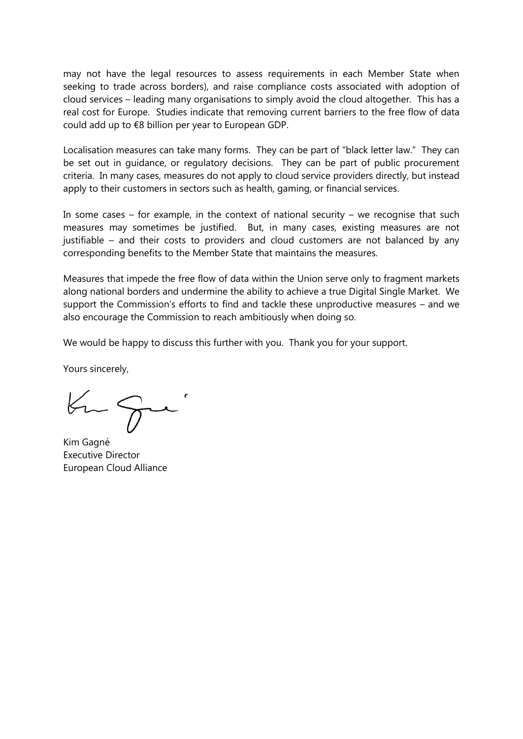may not have the legal resources to assess requirements in each Member State when seeking to trade across borders), and raise compliance costs associated with adoption of cloud services – leading many organisations to simply avoid the cloud altogether. This has a real cost for Europe. Studies indicate that removing current barriers to the free flow of data could add up to €8 billion per year to European GDP.

Localisation measures can take many forms. They can be part of "black letter law." They can be set out in guidance, or regulatory decisions. They can be part of public procurement criteria. In many cases, measures do not apply to cloud service providers directly, but instead apply to their customers in sectors such as health, gaming, or financial services.

In some cases – for example, in the context of national security – we recognise that such measures may sometimes be justified. But, in many cases, existing measures are not justifiable – and their costs to providers and cloud customers are not balanced by any corresponding benefits to the Member State that maintains the measures.

Measures that impede the free flow of data within the Union serve only to fragment markets along national borders and undermine the ability to achieve a true Digital Single Market. We support the Commission's efforts to find and tackle these unproductive measures – and we also encourage the Commission to reach ambitiously when doing so.

We would be happy to discuss this further with you. Thank you for your support.

Yours sincerely,

Kim Gagné
Executive Director
European Cloud Alliance